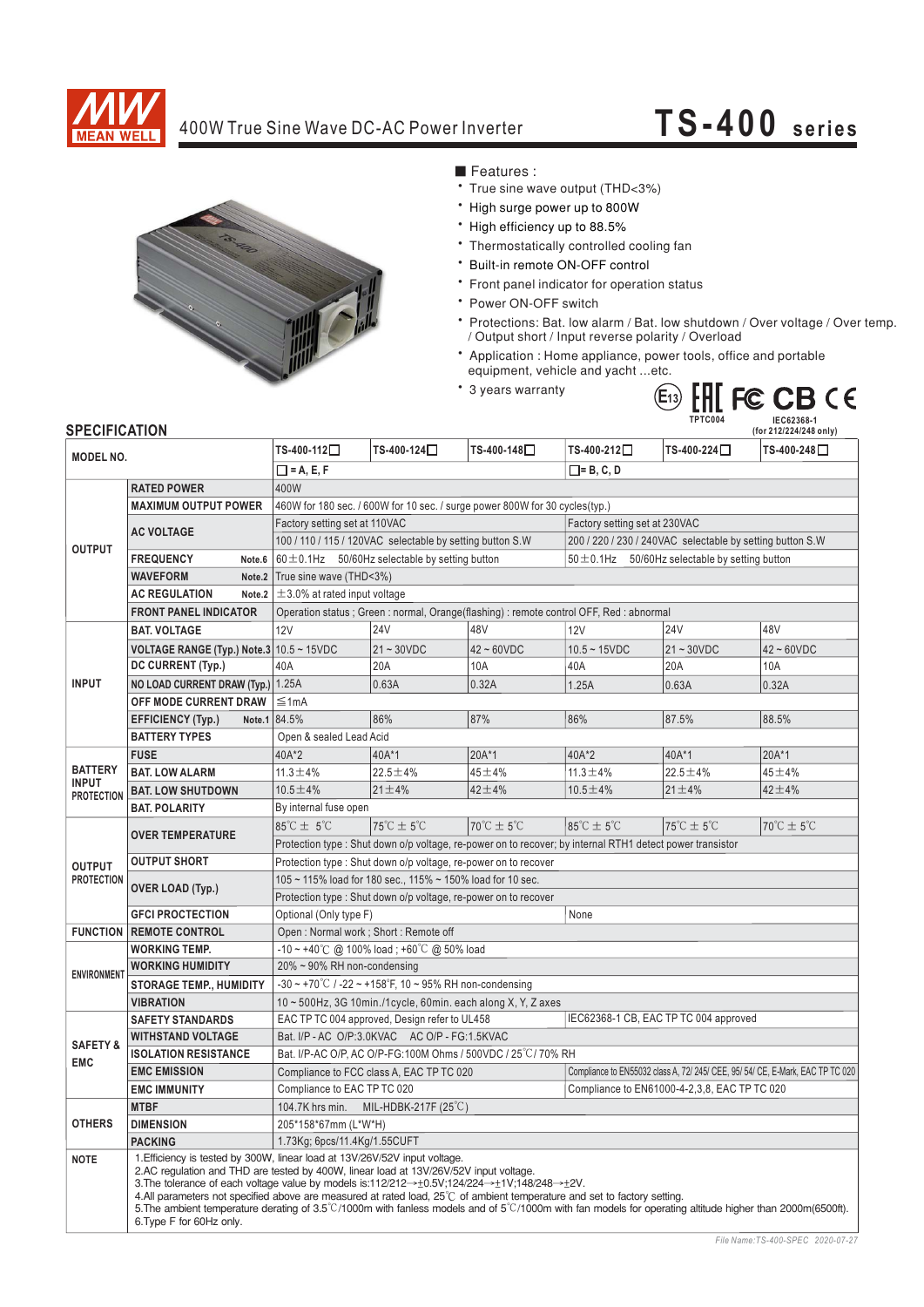# 400W True Sine Wave DC-AC Power Inverter

## TS-400 series

■ Features :

- True sine wave output (THD<3%)
- High surge power up to 800W
- High efficiency up to 88.5%
- Thermostatically controlled cooling fan
- Built-in remote ON-OFF control
- Front panel indicator for operation status
- Power ON-OFF switch
- Protections: Bat. low alarm / Bat. low shutdown / Over voltage / Over temp. / Output short / Input reverse polarity / Overload
- Application : Home appliance, power tools, office and portable equipment, vehicle and yacht ...etc.
- 3 years warranty

TPTC004 IEC62368-1 (for 212/224/248 only)

## SPECIFICATION

| MODEL NO. | | TS-400-112□ | TS-400-124□ | TS-400-148□ | TS-400-212□ | TS-400-224□ | TS-400-248□ |
|---|---|---|---|---|---|---|---|
| | | □ = A, E, F | | | □= B, C, D | | |
| OUTPUT | RATED POWER | 400W | | | | | |
| | MAXIMUM OUTPUT POWER | 460W for 180 sec. / 600W for 10 sec. / surge power 800W for 30 cycles(typ.) | | | | | |
| | AC VOLTAGE | Factory setting set at 110VAC | | | Factory setting set at 230VAC | | |
| | | 100 / 110 / 115 / 120VAC selectable by setting button S.W | | | 200 / 220 / 230 / 240VAC selectable by setting button S.W | | |
| | FREQUENCY Note.6 | 60±0.1Hz 50/60Hz selectable by setting button | | | 50±0.1Hz 50/60Hz selectable by setting button | | |
| | WAVEFORM Note.2 | True sine wave (THD<3%) | | | | | |
| | AC REGULATION Note.2 | ±3.0% at rated input voltage | | | | | |
| | FRONT PANEL INDICATOR | Operation status ; Green : normal, Orange(flashing) : remote control OFF, Red : abnormal | | | | | |
| INPUT | BAT. VOLTAGE | 12V | 24V | 48V | 12V | 24V | 48V |
| | VOLTAGE RANGE (Typ.) Note.3 | 10.5 ~ 15VDC | 21 ~ 30VDC | 42 ~ 60VDC | 10.5 ~ 15VDC | 21 ~ 30VDC | 42 ~ 60VDC |
| | DC CURRENT (Typ.) | 40A | 20A | 10A | 40A | 20A | 10A |
| | NO LOAD CURRENT DRAW (Typ.) | 1.25A | 0.63A | 0.32A | 1.25A | 0.63A | 0.32A |
| | OFF MODE CURRENT DRAW | ≦1mA | | | | | |
| | EFFICIENCY (Typ.) Note.1 | 84.5% | 86% | 87% | 86% | 87.5% | 88.5% |
| | BATTERY TYPES | Open & sealed Lead Acid | | | | | |
| BATTERY INPUT PROTECTION | FUSE | 40A*2 | 40A*1 | 20A*1 | 40A*2 | 40A*1 | 20A*1 |
| | BAT. LOW ALARM | 11.3±4% | 22.5±4% | 45±4% | 11.3±4% | 22.5±4% | 45±4% |
| | BAT. LOW SHUTDOWN | 10.5±4% | 21±4% | 42±4% | 10.5±4% | 21±4% | 42±4% |
| | BAT. POLARITY | By internal fuse open | | | | | |
| OUTPUT PROTECTION | OVER TEMPERATURE | 85℃ ± 5℃ | 75℃ ± 5℃ | 70℃ ± 5℃ | 85℃ ± 5℃ | 75℃ ± 5℃ | 70℃ ± 5℃ |
| | | Protection type : Shut down o/p voltage, re-power on to recover; by internal RTH1 detect power transistor | | | | | |
| | OUTPUT SHORT | Protection type : Shut down o/p voltage, re-power on to recover | | | | | |
| | OVER LOAD (Typ.) | 105 ~ 115% load for 180 sec., 115% ~ 150% load for 10 sec. | | | | | |
| | | Protection type : Shut down o/p voltage, re-power on to recover | | | | | |
| | GFCI PROCTECTION | Optional (Only type F) | | | None | | |
| FUNCTION | REMOTE CONTROL | Open : Normal work ; Short : Remote off | | | | | |
| ENVIRONMENT | WORKING TEMP. | -10 ~ +40℃ @ 100% load ; +60℃ @ 50% load | | | | | |
| | WORKING HUMIDITY | 20% ~ 90% RH non-condensing | | | | | |
| | STORAGE TEMP., HUMIDITY | -30 ~ +70℃ / -22 ~ +158℉, 10 ~ 95% RH non-condensing | | | | | |
| | VIBRATION | 10 ~ 500Hz, 3G 10min./1cycle, 60min. each along X, Y, Z axes | | | | | |
| SAFETY & EMC | SAFETY STANDARDS | EAC TP TC 004 approved, Design refer to UL458 | | | IEC62368-1 CB, EAC TP TC 004 approved | | |
| | WITHSTAND VOLTAGE | Bat. I/P - AC O/P:3.0KVAC AC O/P - FG:1.5KVAC | | | | | |
| | ISOLATION RESISTANCE | Bat. I/P-AC O/P, AC O/P-FG:100M Ohms / 500VDC / 25℃/ 70% RH | | | | | |
| | EMC EMISSION | Compliance to FCC class A, EAC TP TC 020 | | | Compliance to EN55032 class A, 72/ 245/ CEE, 95/ 54/ CE, E-Mark, EAC TP TC 020 | | |
| | EMC IMMUNITY | Compliance to EAC TP TC 020 | | | Compliance to EN61000-4-2,3,8, EAC TP TC 020 | | |
| OTHERS | MTBF | 104.7K hrs min. MIL-HDBK-217F (25℃) | | | | | |
| | DIMENSION | 205*158*67mm (L*W*H) | | | | | |
| | PACKING | 1.73Kg; 6pcs/11.4Kg/1.55CUFT | | | | | |

**NOTE**

1. Efficiency is tested by 300W, linear load at 13V/26V/52V input voltage.
2. AC regulation and THD are tested by 400W, linear load at 13V/26V/52V input voltage.
3. The tolerance of each voltage value by models is:112/212→±0.5V;124/224→±1V;148/248→±2V.
4. All parameters not specified above are measured at rated load, 25℃ of ambient temperature and set to factory setting.
5. The ambient temperature derating of 3.5℃/1000m with fanless models and of 5℃/1000m with fan models for operating altitude higher than 2000m(6500ft).
6. Type F for 60Hz only.

*File Name:TS-400-SPEC 2020-07-27*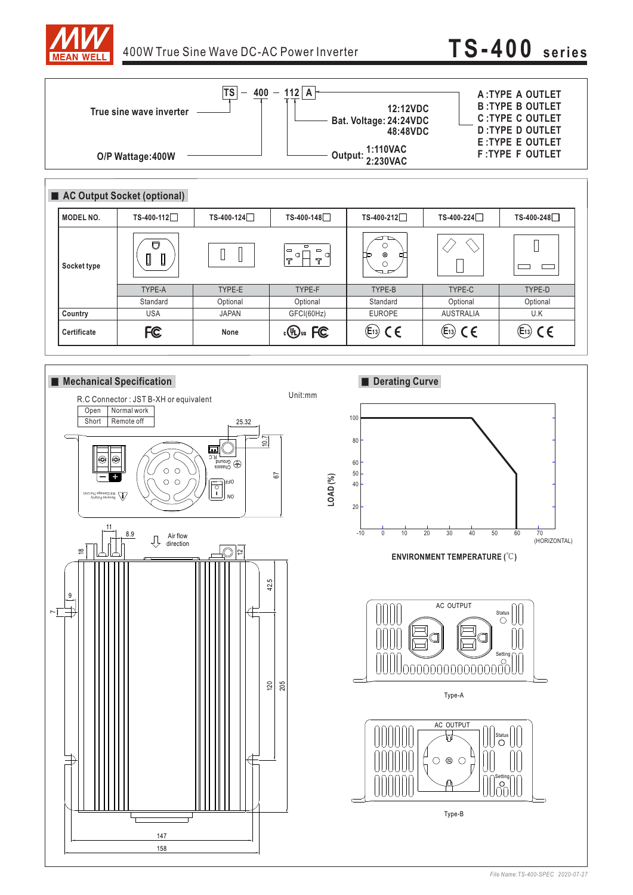# TS-400 series

400W True Sine Wave DC-AC Power Inverter

TS − 400 − 112 A

- True sine wave inverter
- O/P Wattage:400W
- Bat. Voltage: 12:12VDC, 24:24VDC, 48:48VDC
- Output: 1:110VAC, 2:230VAC
- A :TYPE A OUTLET
- B :TYPE B OUTLET
- C :TYPE C OUTLET
- D :TYPE D OUTLET
- E :TYPE E OUTLET
- F :TYPE F OUTLET

## AC Output Socket (optional)

| MODEL NO. | TS-400-112□ | TS-400-124□ | TS-400-148□ | TS-400-212□ | TS-400-224□ | TS-400-248□ |
|---|---|---|---|---|---|---|
| Socket type | TYPE-A | TYPE-E | TYPE-F | TYPE-B | TYPE-C | TYPE-D |
| | Standard | Optional | Optional | Standard | Optional | Optional |
| Country | USA | JAPAN | GFCI(60Hz) | EUROPE | AUSTRALIA | U.K |
| Certificate | FC | None | cULus FC | E13 CE | E13 CE | E13 CE |

## Mechanical Specification

Unit:mm

R.C Connector : JST B-XH or equivalent

| | |
|---|---|
| Open | Normal work |
| Short | Remote off |

25.32
10.7
67
R.C
Chassis Ground
OFF
ON
Reverse Polarity Will Damage The Unit
11
8.9
18
Air flow direction
12
42.5
9
7
120
205
147
158

## Derating Curve

LOAD (%)
100
80
60
50
40
20
-10
0
10
20
30
40
50
60
70 (HORIZONTAL)
ENVIRONMENT TEMPERATURE (℃)

AC OUTPUT
Status
Setting
Type-A

AC OUTPUT
Status
Setting
Type-B